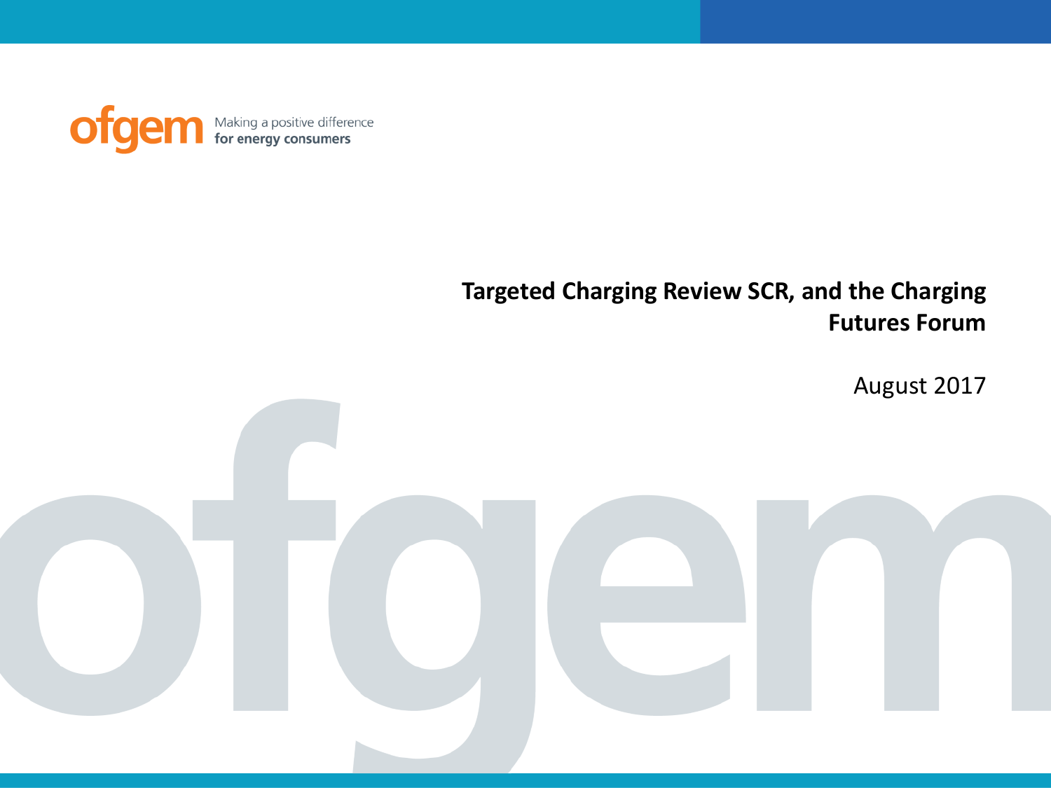ofgem Making a positive difference for energy consumers

# Targeted Charging Review SCR, and the Charging Futures Forum

August 2017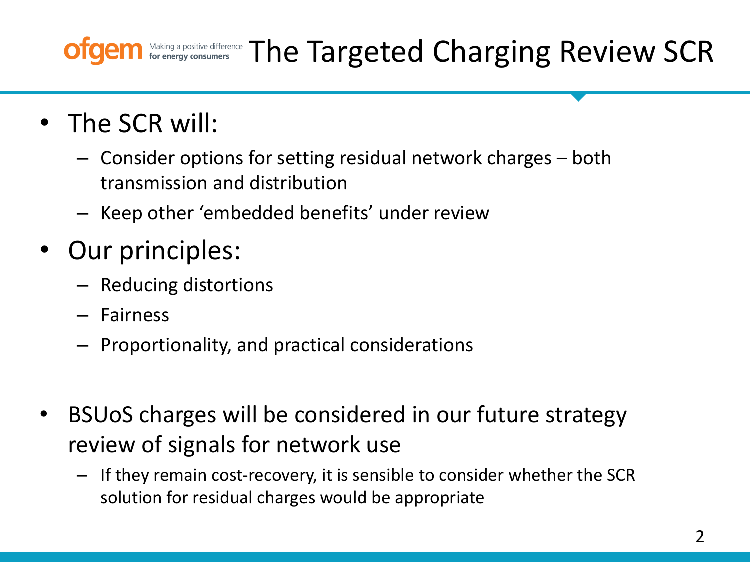# The Targeted Charging Review SCR

- The SCR will:
  - Consider options for setting residual network charges – both transmission and distribution
  - Keep other 'embedded benefits' under review
- Our principles:
  - Reducing distortions
  - Fairness
  - Proportionality, and practical considerations

- BSUoS charges will be considered in our future strategy review of signals for network use
  - If they remain cost-recovery, it is sensible to consider whether the SCR solution for residual charges would be appropriate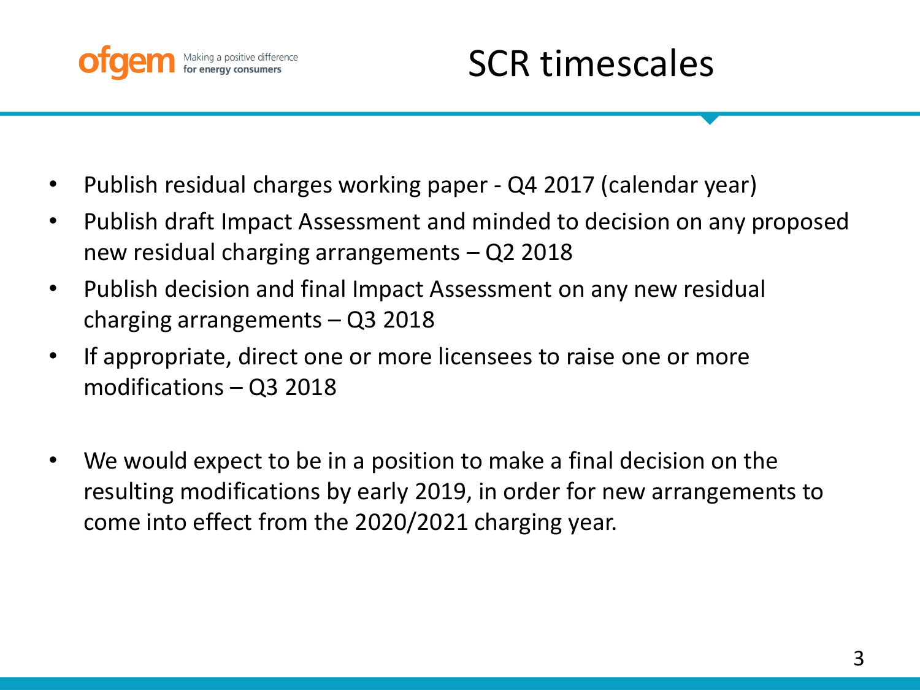# SCR timescales

- Publish residual charges working paper - Q4 2017 (calendar year)
- Publish draft Impact Assessment and minded to decision on any proposed new residual charging arrangements – Q2 2018
- Publish decision and final Impact Assessment on any new residual charging arrangements – Q3 2018
- If appropriate, direct one or more licensees to raise one or more modifications – Q3 2018

- We would expect to be in a position to make a final decision on the resulting modifications by early 2019, in order for new arrangements to come into effect from the 2020/2021 charging year.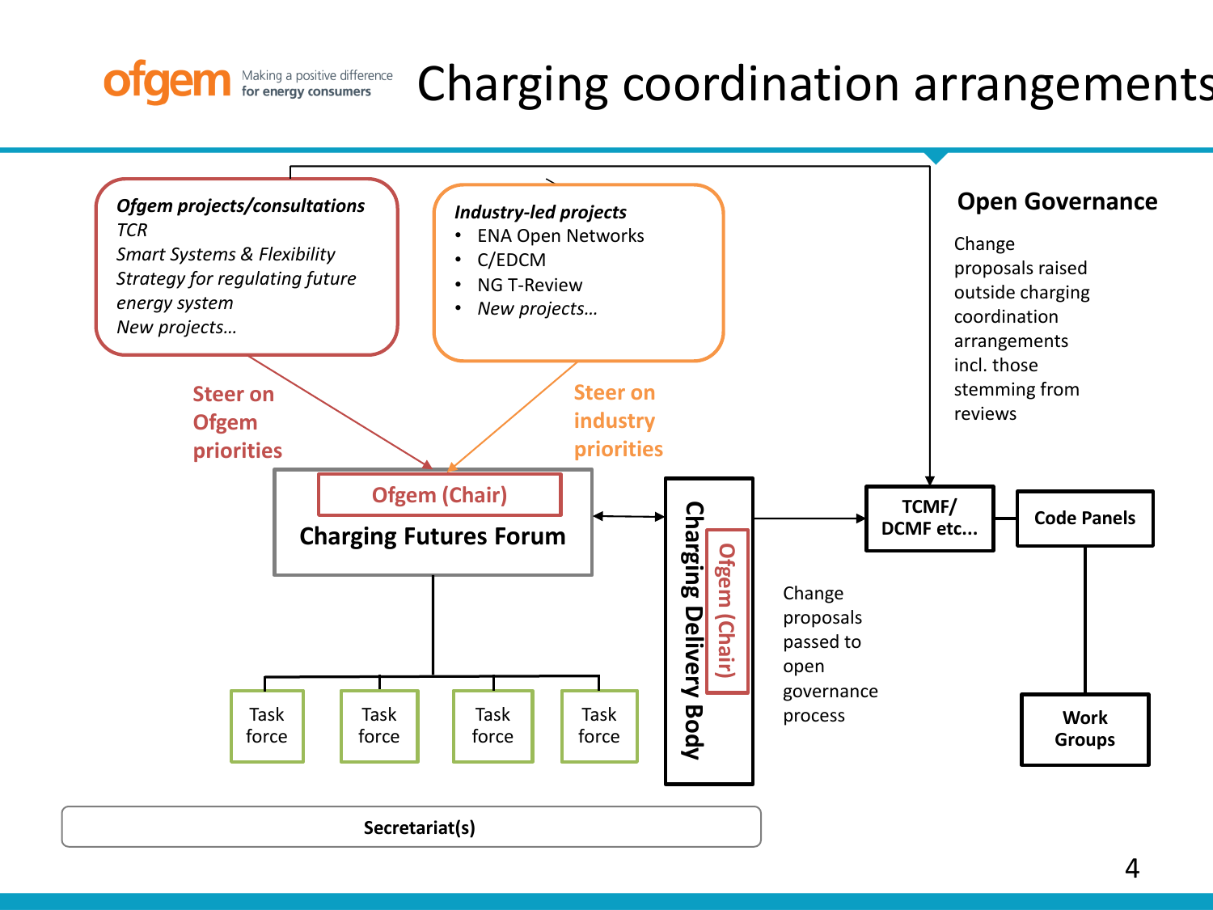# Charging coordination arrangements

**_Ofgem projects/consultations_**
*TCR*
*Smart Systems & Flexibility*
*Strategy for regulating future energy system*
*New projects…*

**_Industry-led projects_**
- ENA Open Networks
- C/EDCM
- NG T-Review
- *New projects…*

**Steer on Ofgem priorities**

**Steer on industry priorities**

**Ofgem (Chair)**
**Charging Futures Forum**

Task force | Task force | Task force | Task force

**Charging Delivery Body**
**Ofgem (Chair)**

Change proposals passed to open governance process

## Open Governance

Change proposals raised outside charging coordination arrangements incl. those stemming from reviews

**TCMF/ DCMF etc…**

**Code Panels**

**Work Groups**

**Secretariat(s)**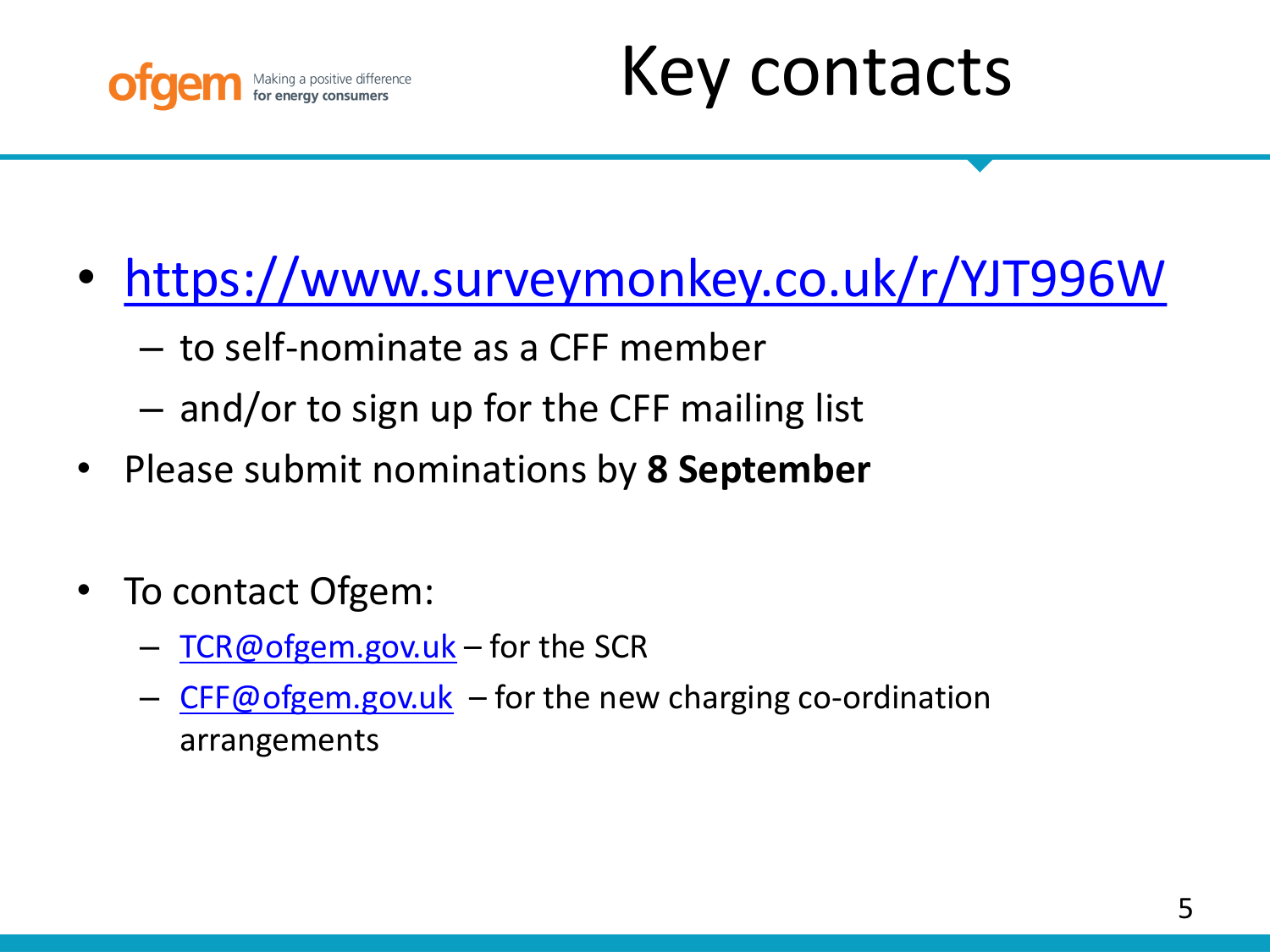# Key contacts

- https://www.surveymonkey.co.uk/r/YJT996W
  - to self-nominate as a CFF member
  - and/or to sign up for the CFF mailing list
- Please submit nominations by **8 September**

- To contact Ofgem:
  - TCR@ofgem.gov.uk – for the SCR
  - CFF@ofgem.gov.uk – for the new charging co-ordination arrangements